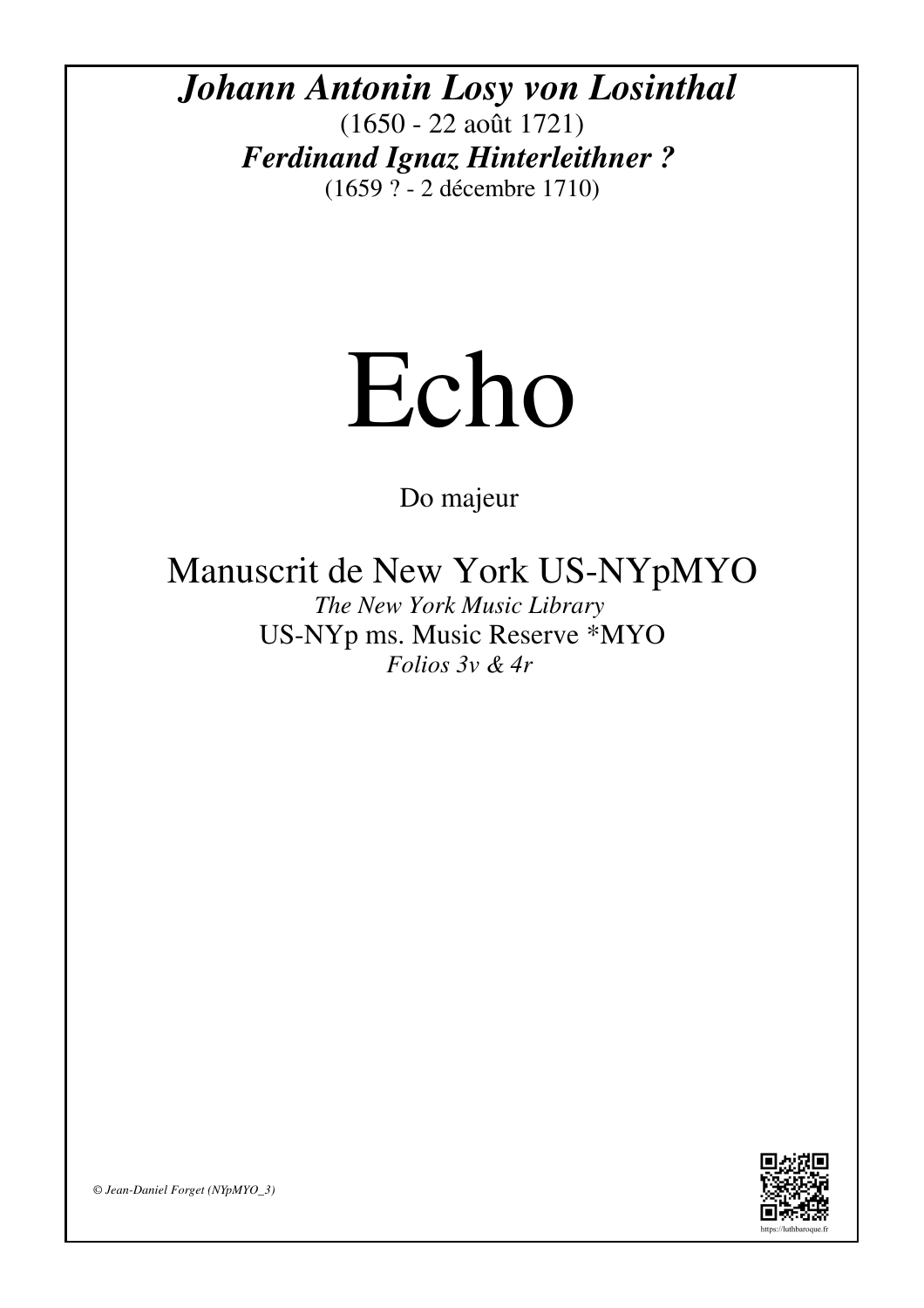***Johann Antonin Losy von Losinthal***

(1650 - 22 août 1721)

***Ferdinand Ignaz Hinterleithner ?***

(1659 ? - 2 décembre 1710)

# Echo

Do majeur

## Manuscrit de New York US-NYpMYO

*The New York Music Library*

US-NYp ms. Music Reserve *MYO

*Folios 3v & 4r*

*© Jean-Daniel Forget (NYpMYO_3)*

https://luthbaroque.fr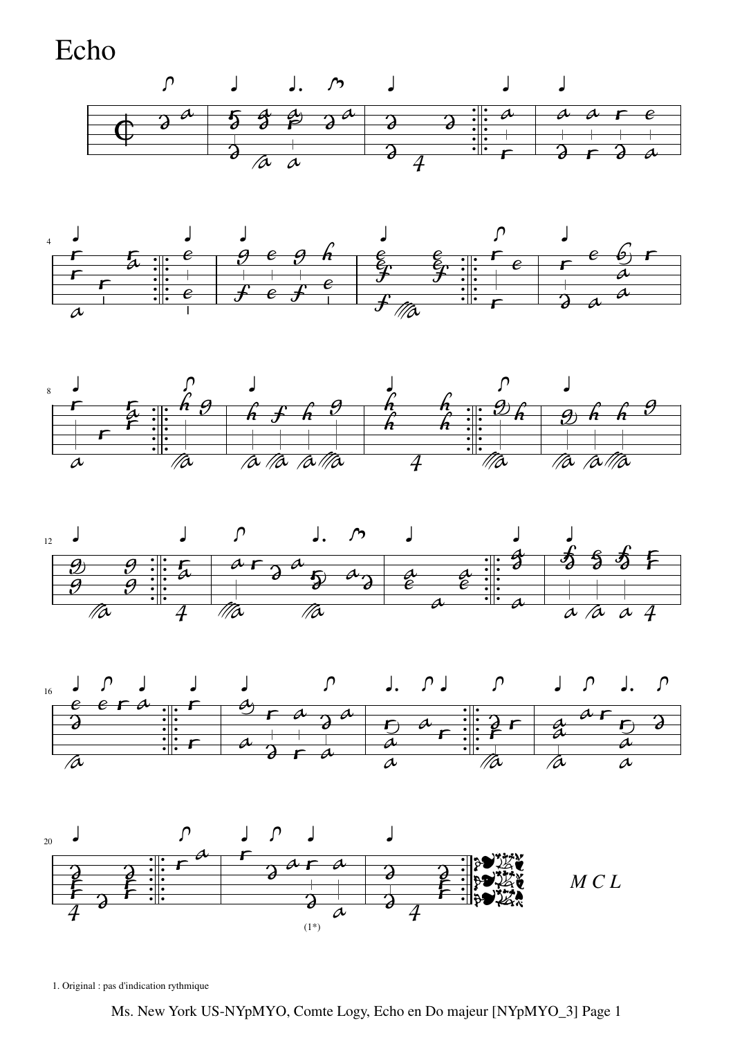# Echo

*M C L*

(1*)

1. Original : pas d'indication rythmique

Ms. New York US-NYpMYO, Comte Logy, Echo en Do majeur [NYpMYO_3] Page 1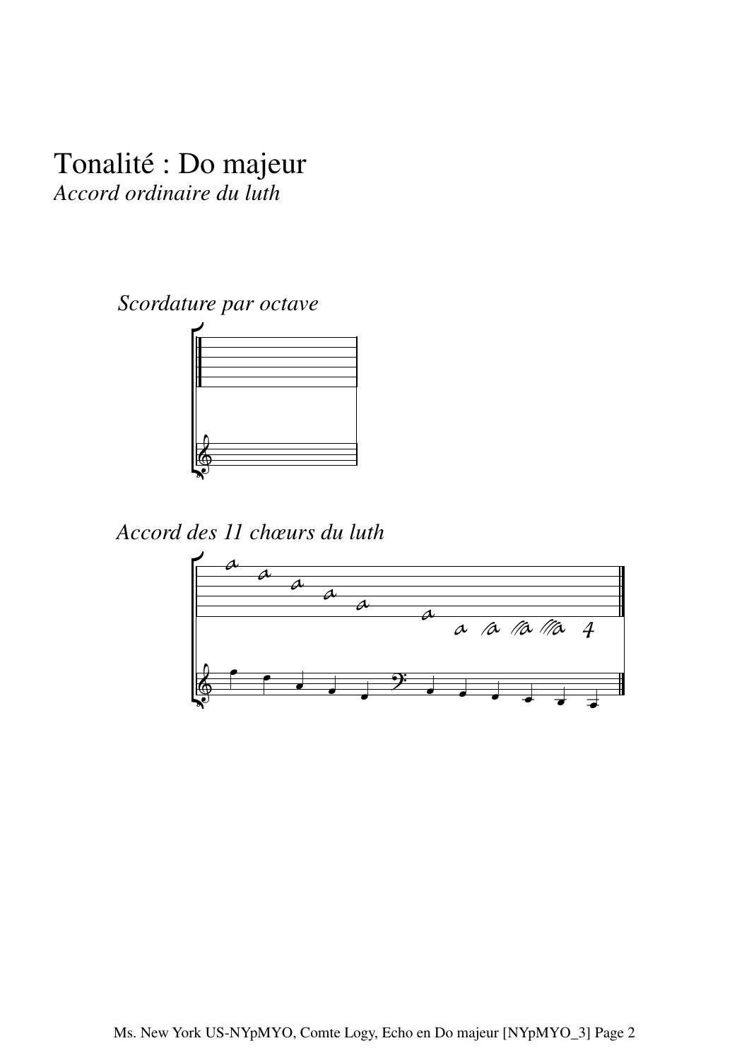# Tonalité : Do majeur

*Accord ordinaire du luth*

*Scordature par octave*

*Accord des 11 chœurs du luth*